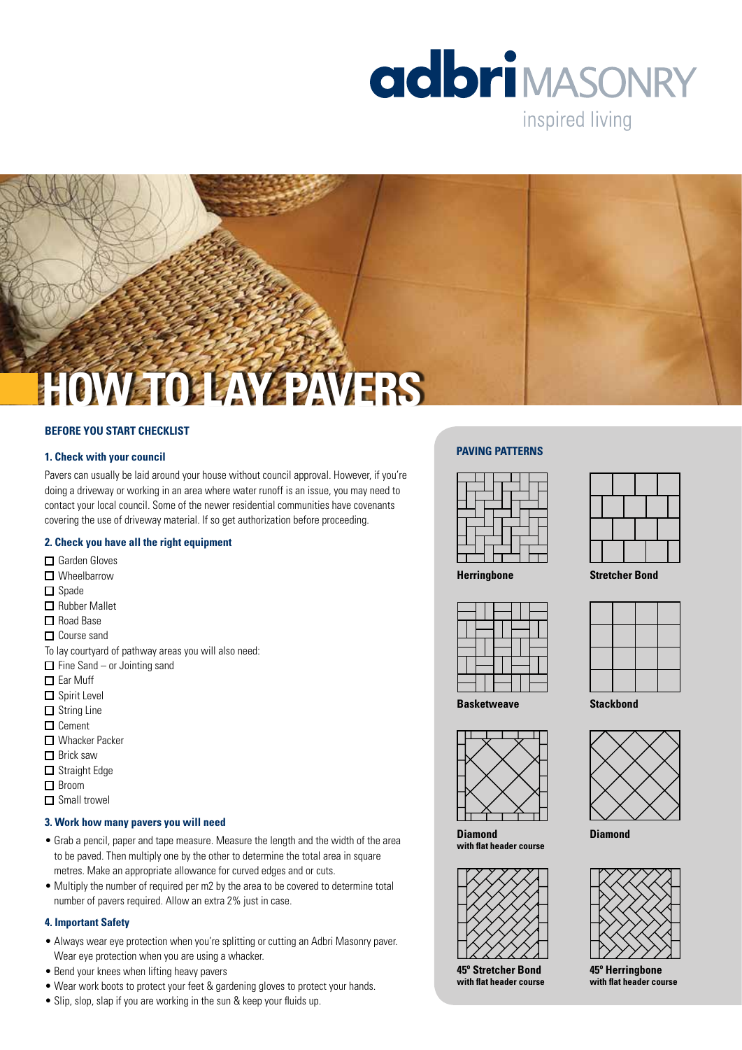adbri MASONRY

inspired living

# HOW TO LAY PAVERS

## BEFORE YOU START CHECKLIST

### 1. Check with your council

Pavers can usually be laid around your house without council approval. However, if you're doing a driveway or working in an area where water runoff is an issue, you may need to contact your local council. Some of the newer residential communities have covenants covering the use of driveway material. If so get authorization before proceeding.

### 2. Check you have all the right equipment

- ☐ Garden Gloves
- ☐ Wheelbarrow
- ☐ Spade
- ☐ Rubber Mallet
- ☐ Road Base
- ☐ Course sand

To lay courtyard of pathway areas you will also need:

- ☐ Fine Sand – or Jointing sand
- ☐ Ear Muff
- ☐ Spirit Level
- ☐ String Line
- ☐ Cement
- ☐ Whacker Packer
- ☐ Brick saw
- ☐ Straight Edge
- ☐ Broom
- ☐ Small trowel

### 3. Work how many pavers you will need

- Grab a pencil, paper and tape measure. Measure the length and the width of the area to be paved. Then multiply one by the other to determine the total area in square metres. Make an appropriate allowance for curved edges and or cuts.
- Multiply the number of required per m2 by the area to be covered to determine total number of pavers required. Allow an extra 2% just in case.

### 4. Important Safety

- Always wear eye protection when you're splitting or cutting an Adbri Masonry paver. Wear eye protection when you are using a whacker.
- Bend your knees when lifting heavy pavers
- Wear work boots to protect your feet & gardening gloves to protect your hands.
- Slip, slop, slap if you are working in the sun & keep your fluids up.

## PAVING PATTERNS

**Herringbone**

**Stretcher Bond**

**Basketweave**

**Stackbond**

**Diamond**
**with flat header course**

**Diamond**

**45° Stretcher Bond**
**with flat header course**

**45° Herringbone**
**with flat header course**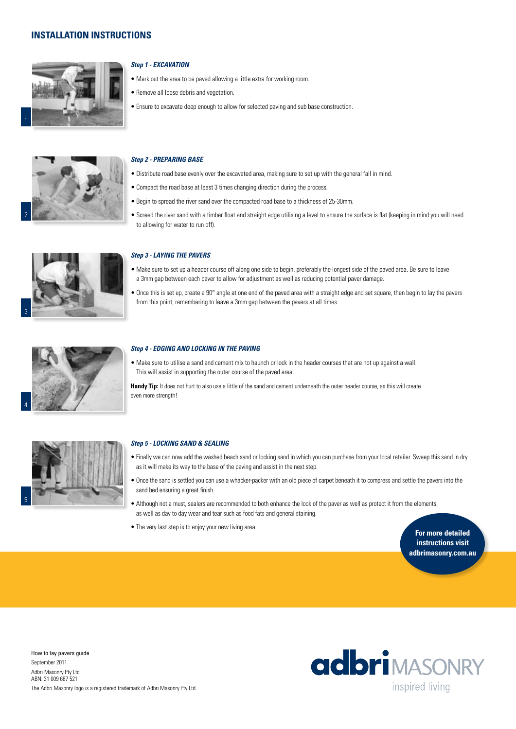# INSTALLATION INSTRUCTIONS

### *Step 1 - EXCAVATION*

- Mark out the area to be paved allowing a little extra for working room.
- Remove all loose debris and vegetation.
- Ensure to excavate deep enough to allow for selected paving and sub base construction.

### *Step 2 - PREPARING BASE*

- Distribute road base evenly over the excavated area, making sure to set up with the general fall in mind.
- Compact the road base at least 3 times changing direction during the process.
- Begin to spread the river sand over the compacted road base to a thickness of 25-30mm.
- Screed the river sand with a timber float and straight edge utilising a level to ensure the surface is flat (keeping in mind you will need to allowing for water to run off).

### *Step 3 - LAYING THE PAVERS*

- Make sure to set up a header course off along one side to begin, preferably the longest side of the paved area. Be sure to leave a 3mm gap between each paver to allow for adjustment as well as reducing potential paver damage.
- Once this is set up, create a 90° angle at one end of the paved area with a straight edge and set square, then begin to lay the pavers from this point, remembering to leave a 3mm gap between the pavers at all times.

### *Step 4 - EDGING AND LOCKING IN THE PAVING*

- Make sure to utilise a sand and cement mix to haunch or lock in the header courses that are not up against a wall. This will assist in supporting the outer course of the paved area.

**Handy Tip:** It does not hurt to also use a little of the sand and cement underneath the outer header course, as this will create even more strength!

### *Step 5 - LOCKING SAND & SEALING*

- Finally we can now add the washed beach sand or locking sand in which you can purchase from your local retailer. Sweep this sand in dry as it will make its way to the base of the paving and assist in the next step.
- Once the sand is settled you can use a whacker-packer with an old piece of carpet beneath it to compress and settle the pavers into the sand bed ensuring a great finish.
- Although not a must, sealers are recommended to both enhance the look of the paver as well as protect it from the elements, as well as day to day wear and tear such as food fats and general staining.
- The very last step is to enjoy your new living area.

**For more detailed instructions visit adbrimasonry.com.au**

How to lay pavers guide
September 2011
Adbri Masonry Pty Ltd
ABN: 31 009 687 521
The Adbri Masonry logo is a registered trademark of Adbri Masonry Pty Ltd.

adbri MASONRY
inspired living